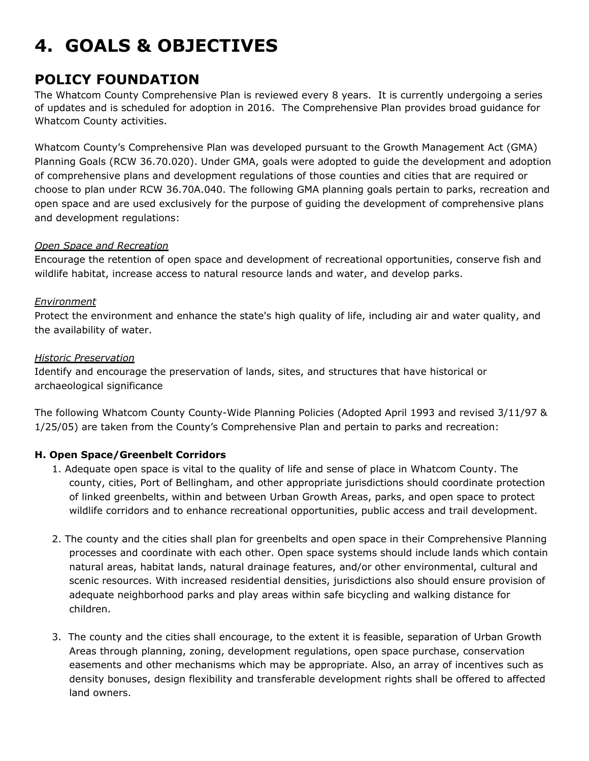# 4. GOALS & OBJECTIVES

## POLICY FOUNDATION

The Whatcom County Comprehensive Plan is reviewed every 8 years. It is currently undergoing a series of updates and is scheduled for adoption in 2016. The Comprehensive Plan provides broad guidance for Whatcom County activities.

Whatcom County's Comprehensive Plan was developed pursuant to the Growth Management Act (GMA) Planning Goals (RCW 36.70.020). Under GMA, goals were adopted to guide the development and adoption of comprehensive plans and development regulations of those counties and cities that are required or choose to plan under RCW 36.70A.040. The following GMA planning goals pertain to parks, recreation and open space and are used exclusively for the purpose of guiding the development of comprehensive plans and development regulations:

*Open Space and Recreation*

Encourage the retention of open space and development of recreational opportunities, conserve fish and wildlife habitat, increase access to natural resource lands and water, and develop parks.

*Environment*

Protect the environment and enhance the state's high quality of life, including air and water quality, and the availability of water.

*Historic Preservation*

Identify and encourage the preservation of lands, sites, and structures that have historical or archaeological significance

The following Whatcom County County-Wide Planning Policies (Adopted April 1993 and revised 3/11/97 & 1/25/05) are taken from the County's Comprehensive Plan and pertain to parks and recreation:

**H. Open Space/Greenbelt Corridors**

1. Adequate open space is vital to the quality of life and sense of place in Whatcom County. The county, cities, Port of Bellingham, and other appropriate jurisdictions should coordinate protection of linked greenbelts, within and between Urban Growth Areas, parks, and open space to protect wildlife corridors and to enhance recreational opportunities, public access and trail development.

2. The county and the cities shall plan for greenbelts and open space in their Comprehensive Planning processes and coordinate with each other. Open space systems should include lands which contain natural areas, habitat lands, natural drainage features, and/or other environmental, cultural and scenic resources. With increased residential densities, jurisdictions also should ensure provision of adequate neighborhood parks and play areas within safe bicycling and walking distance for children.

3. The county and the cities shall encourage, to the extent it is feasible, separation of Urban Growth Areas through planning, zoning, development regulations, open space purchase, conservation easements and other mechanisms which may be appropriate. Also, an array of incentives such as density bonuses, design flexibility and transferable development rights shall be offered to affected land owners.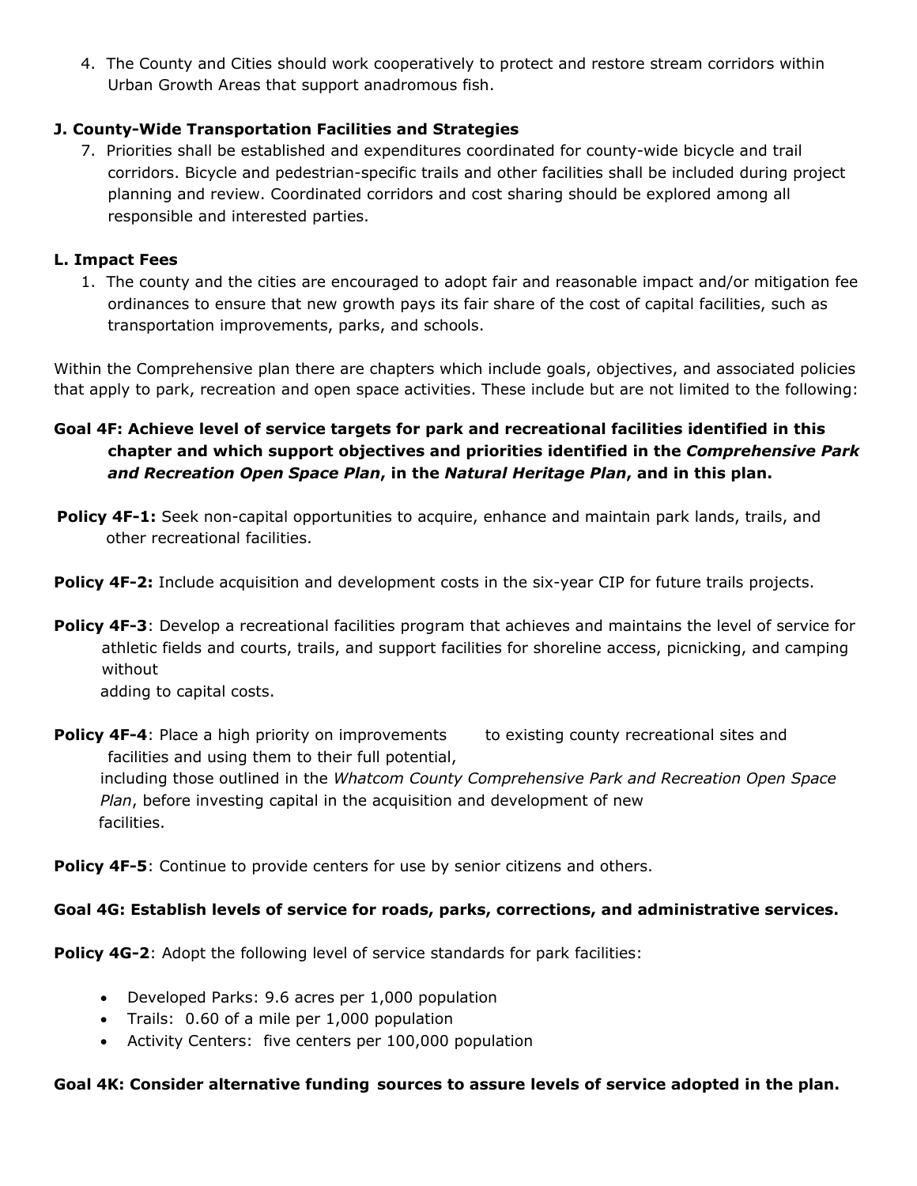4. The County and Cities should work cooperatively to protect and restore stream corridors within Urban Growth Areas that support anadromous fish.

**J. County-Wide Transportation Facilities and Strategies**

7. Priorities shall be established and expenditures coordinated for county-wide bicycle and trail corridors. Bicycle and pedestrian-specific trails and other facilities shall be included during project planning and review. Coordinated corridors and cost sharing should be explored among all responsible and interested parties.

**L. Impact Fees**

1. The county and the cities are encouraged to adopt fair and reasonable impact and/or mitigation fee ordinances to ensure that new growth pays its fair share of the cost of capital facilities, such as transportation improvements, parks, and schools.

Within the Comprehensive plan there are chapters which include goals, objectives, and associated policies that apply to park, recreation and open space activities. These include but are not limited to the following:

**Goal 4F: Achieve level of service targets for park and recreational facilities identified in this chapter and which support objectives and priorities identified in the *Comprehensive Park and Recreation Open Space Plan*, in the *Natural Heritage Plan*, and in this plan.**

**Policy 4F-1:** Seek non-capital opportunities to acquire, enhance and maintain park lands, trails, and other recreational facilities.

**Policy 4F-2:** Include acquisition and development costs in the six-year CIP for future trails projects.

**Policy 4F-3**: Develop a recreational facilities program that achieves and maintains the level of service for athletic fields and courts, trails, and support facilities for shoreline access, picnicking, and camping without adding to capital costs.

**Policy 4F-4**: Place a high priority on improvements to existing county recreational sites and facilities and using them to their full potential, including those outlined in the *Whatcom County Comprehensive Park and Recreation Open Space Plan*, before investing capital in the acquisition and development of new facilities.

**Policy 4F-5**: Continue to provide centers for use by senior citizens and others.

**Goal 4G: Establish levels of service for roads, parks, corrections, and administrative services.**

**Policy 4G-2**: Adopt the following level of service standards for park facilities:

- Developed Parks: 9.6 acres per 1,000 population
- Trails: 0.60 of a mile per 1,000 population
- Activity Centers: five centers per 100,000 population

**Goal 4K: Consider alternative funding sources to assure levels of service adopted in the plan.**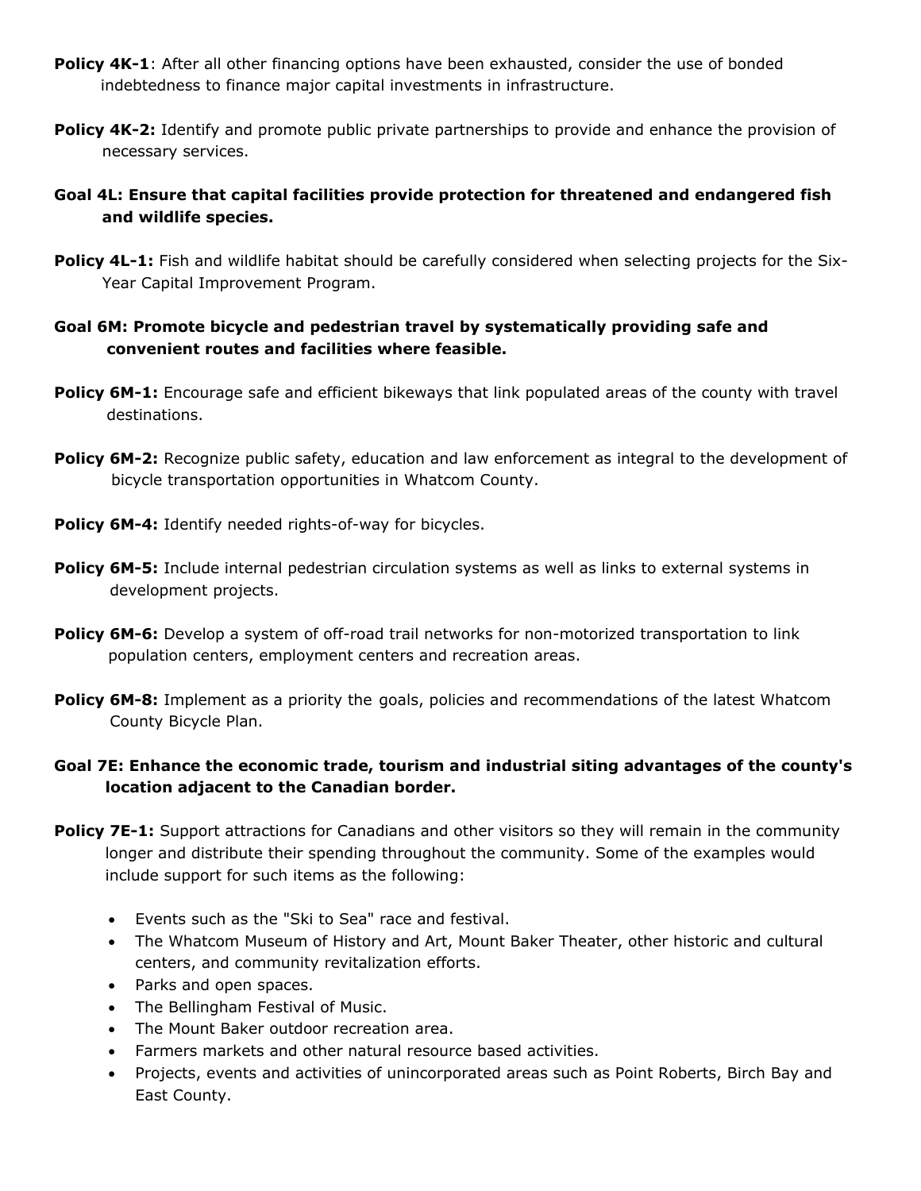**Policy 4K-1**: After all other financing options have been exhausted, consider the use of bonded indebtedness to finance major capital investments in infrastructure.

**Policy 4K-2:** Identify and promote public private partnerships to provide and enhance the provision of necessary services.

**Goal 4L: Ensure that capital facilities provide protection for threatened and endangered fish and wildlife species.**

**Policy 4L-1:** Fish and wildlife habitat should be carefully considered when selecting projects for the Six-Year Capital Improvement Program.

**Goal 6M: Promote bicycle and pedestrian travel by systematically providing safe and convenient routes and facilities where feasible.**

**Policy 6M-1:** Encourage safe and efficient bikeways that link populated areas of the county with travel destinations.

**Policy 6M-2:** Recognize public safety, education and law enforcement as integral to the development of bicycle transportation opportunities in Whatcom County.

**Policy 6M-4:** Identify needed rights-of-way for bicycles.

**Policy 6M-5:** Include internal pedestrian circulation systems as well as links to external systems in development projects.

**Policy 6M-6:** Develop a system of off-road trail networks for non-motorized transportation to link population centers, employment centers and recreation areas.

**Policy 6M-8:** Implement as a priority the goals, policies and recommendations of the latest Whatcom County Bicycle Plan.

**Goal 7E: Enhance the economic trade, tourism and industrial siting advantages of the county's location adjacent to the Canadian border.**

**Policy 7E-1:** Support attractions for Canadians and other visitors so they will remain in the community longer and distribute their spending throughout the community. Some of the examples would include support for such items as the following:

- Events such as the "Ski to Sea" race and festival.
- The Whatcom Museum of History and Art, Mount Baker Theater, other historic and cultural centers, and community revitalization efforts.
- Parks and open spaces.
- The Bellingham Festival of Music.
- The Mount Baker outdoor recreation area.
- Farmers markets and other natural resource based activities.
- Projects, events and activities of unincorporated areas such as Point Roberts, Birch Bay and East County.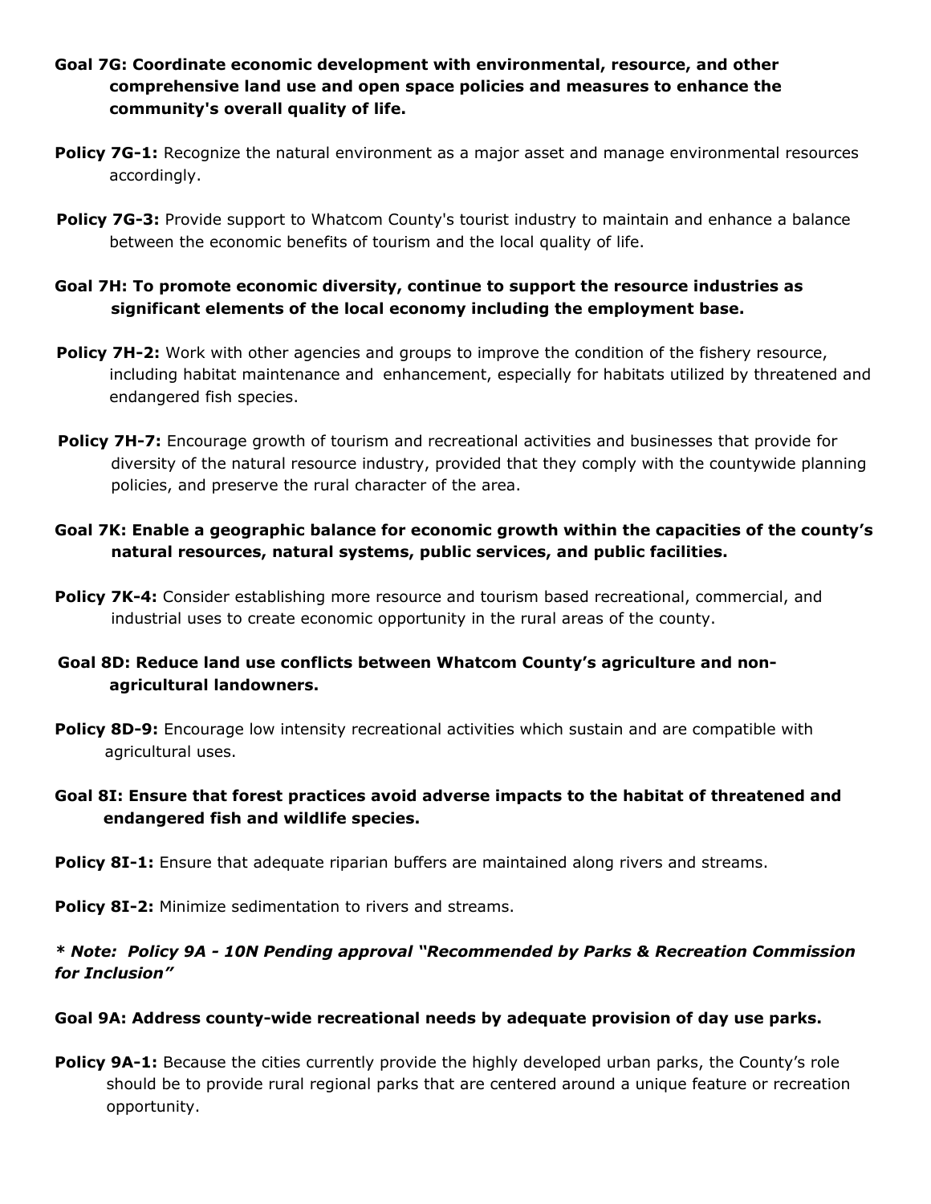**Goal 7G: Coordinate economic development with environmental, resource, and other comprehensive land use and open space policies and measures to enhance the community's overall quality of life.**

**Policy 7G-1:** Recognize the natural environment as a major asset and manage environmental resources accordingly.

**Policy 7G-3:** Provide support to Whatcom County's tourist industry to maintain and enhance a balance between the economic benefits of tourism and the local quality of life.

**Goal 7H: To promote economic diversity, continue to support the resource industries as significant elements of the local economy including the employment base.**

**Policy 7H-2:** Work with other agencies and groups to improve the condition of the fishery resource, including habitat maintenance and enhancement, especially for habitats utilized by threatened and endangered fish species.

**Policy 7H-7:** Encourage growth of tourism and recreational activities and businesses that provide for diversity of the natural resource industry, provided that they comply with the countywide planning policies, and preserve the rural character of the area.

**Goal 7K: Enable a geographic balance for economic growth within the capacities of the county's natural resources, natural systems, public services, and public facilities.**

**Policy 7K-4:** Consider establishing more resource and tourism based recreational, commercial, and industrial uses to create economic opportunity in the rural areas of the county.

**Goal 8D: Reduce land use conflicts between Whatcom County's agriculture and non-agricultural landowners.**

**Policy 8D-9:** Encourage low intensity recreational activities which sustain and are compatible with agricultural uses.

**Goal 8I: Ensure that forest practices avoid adverse impacts to the habitat of threatened and endangered fish and wildlife species.**

**Policy 8I-1:** Ensure that adequate riparian buffers are maintained along rivers and streams.

**Policy 8I-2:** Minimize sedimentation to rivers and streams.

***\* Note: Policy 9A - 10N Pending approval "Recommended by Parks & Recreation Commission for Inclusion"***

**Goal 9A: Address county-wide recreational needs by adequate provision of day use parks.**

**Policy 9A-1:** Because the cities currently provide the highly developed urban parks, the County's role should be to provide rural regional parks that are centered around a unique feature or recreation opportunity.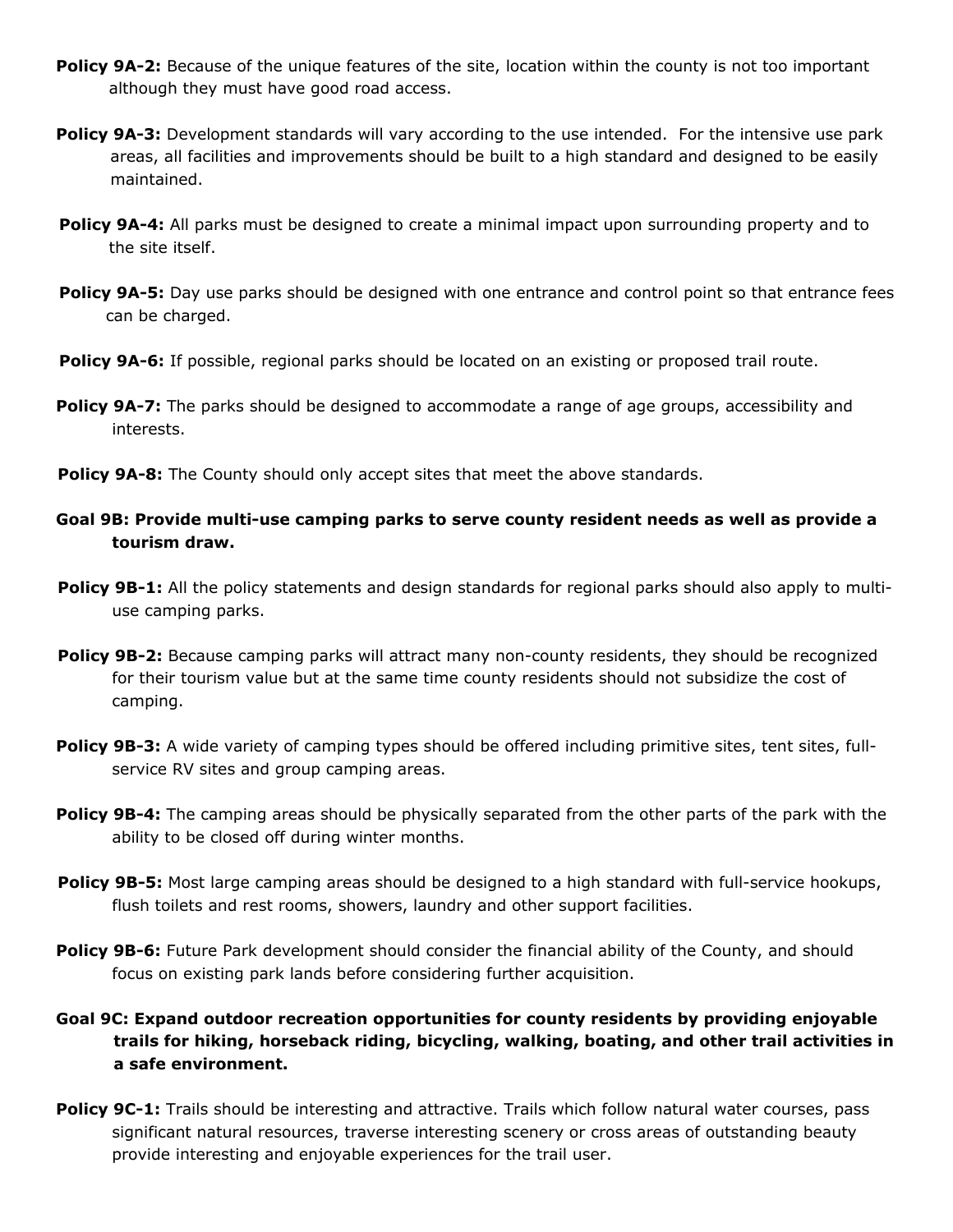**Policy 9A-2:** Because of the unique features of the site, location within the county is not too important although they must have good road access.

**Policy 9A-3:** Development standards will vary according to the use intended. For the intensive use park areas, all facilities and improvements should be built to a high standard and designed to be easily maintained.

**Policy 9A-4:** All parks must be designed to create a minimal impact upon surrounding property and to the site itself.

**Policy 9A-5:** Day use parks should be designed with one entrance and control point so that entrance fees can be charged.

**Policy 9A-6:** If possible, regional parks should be located on an existing or proposed trail route.

**Policy 9A-7:** The parks should be designed to accommodate a range of age groups, accessibility and interests.

**Policy 9A-8:** The County should only accept sites that meet the above standards.

**Goal 9B: Provide multi-use camping parks to serve county resident needs as well as provide a tourism draw.**

**Policy 9B-1:** All the policy statements and design standards for regional parks should also apply to multi-use camping parks.

**Policy 9B-2:** Because camping parks will attract many non-county residents, they should be recognized for their tourism value but at the same time county residents should not subsidize the cost of camping.

**Policy 9B-3:** A wide variety of camping types should be offered including primitive sites, tent sites, full-service RV sites and group camping areas.

**Policy 9B-4:** The camping areas should be physically separated from the other parts of the park with the ability to be closed off during winter months.

**Policy 9B-5:** Most large camping areas should be designed to a high standard with full-service hookups, flush toilets and rest rooms, showers, laundry and other support facilities.

**Policy 9B-6:** Future Park development should consider the financial ability of the County, and should focus on existing park lands before considering further acquisition.

**Goal 9C: Expand outdoor recreation opportunities for county residents by providing enjoyable trails for hiking, horseback riding, bicycling, walking, boating, and other trail activities in a safe environment.**

**Policy 9C-1:** Trails should be interesting and attractive. Trails which follow natural water courses, pass significant natural resources, traverse interesting scenery or cross areas of outstanding beauty provide interesting and enjoyable experiences for the trail user.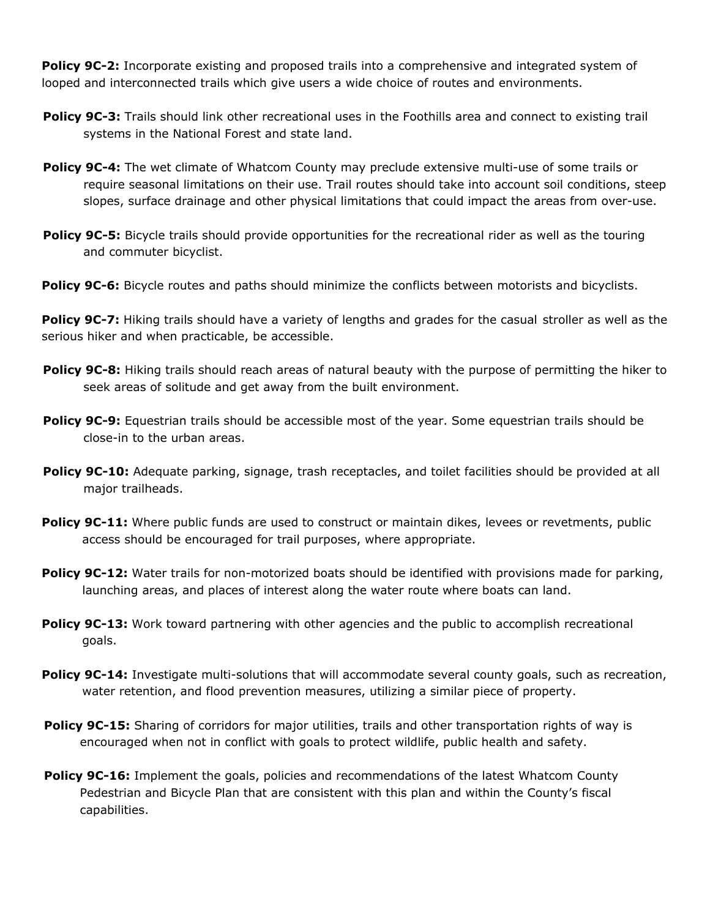**Policy 9C-2:** Incorporate existing and proposed trails into a comprehensive and integrated system of looped and interconnected trails which give users a wide choice of routes and environments.

**Policy 9C-3:** Trails should link other recreational uses in the Foothills area and connect to existing trail systems in the National Forest and state land.

**Policy 9C-4:** The wet climate of Whatcom County may preclude extensive multi-use of some trails or require seasonal limitations on their use. Trail routes should take into account soil conditions, steep slopes, surface drainage and other physical limitations that could impact the areas from over-use.

**Policy 9C-5:** Bicycle trails should provide opportunities for the recreational rider as well as the touring and commuter bicyclist.

**Policy 9C-6:** Bicycle routes and paths should minimize the conflicts between motorists and bicyclists.

**Policy 9C-7:** Hiking trails should have a variety of lengths and grades for the casual stroller as well as the serious hiker and when practicable, be accessible.

**Policy 9C-8:** Hiking trails should reach areas of natural beauty with the purpose of permitting the hiker to seek areas of solitude and get away from the built environment.

**Policy 9C-9:** Equestrian trails should be accessible most of the year. Some equestrian trails should be close-in to the urban areas.

**Policy 9C-10:** Adequate parking, signage, trash receptacles, and toilet facilities should be provided at all major trailheads.

**Policy 9C-11:** Where public funds are used to construct or maintain dikes, levees or revetments, public access should be encouraged for trail purposes, where appropriate.

**Policy 9C-12:** Water trails for non-motorized boats should be identified with provisions made for parking, launching areas, and places of interest along the water route where boats can land.

**Policy 9C-13:** Work toward partnering with other agencies and the public to accomplish recreational goals.

**Policy 9C-14:** Investigate multi-solutions that will accommodate several county goals, such as recreation, water retention, and flood prevention measures, utilizing a similar piece of property.

**Policy 9C-15:** Sharing of corridors for major utilities, trails and other transportation rights of way is encouraged when not in conflict with goals to protect wildlife, public health and safety.

**Policy 9C-16:** Implement the goals, policies and recommendations of the latest Whatcom County Pedestrian and Bicycle Plan that are consistent with this plan and within the County's fiscal capabilities.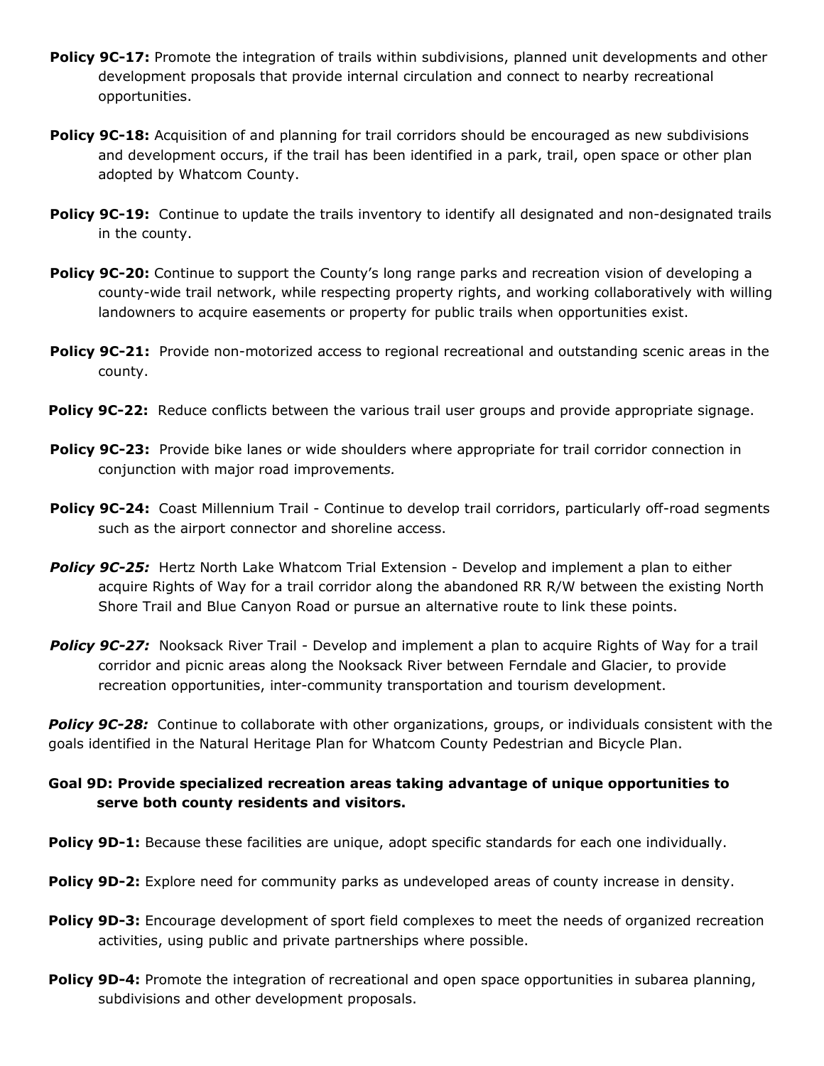**Policy 9C-17:** Promote the integration of trails within subdivisions, planned unit developments and other development proposals that provide internal circulation and connect to nearby recreational opportunities.

**Policy 9C-18:** Acquisition of and planning for trail corridors should be encouraged as new subdivisions and development occurs, if the trail has been identified in a park, trail, open space or other plan adopted by Whatcom County.

**Policy 9C-19:** Continue to update the trails inventory to identify all designated and non-designated trails in the county.

**Policy 9C-20:** Continue to support the County's long range parks and recreation vision of developing a county-wide trail network, while respecting property rights, and working collaboratively with willing landowners to acquire easements or property for public trails when opportunities exist.

**Policy 9C-21:** Provide non-motorized access to regional recreational and outstanding scenic areas in the county.

**Policy 9C-22:** Reduce conflicts between the various trail user groups and provide appropriate signage.

**Policy 9C-23:** Provide bike lanes or wide shoulders where appropriate for trail corridor connection in conjunction with major road improvement*s.*

**Policy 9C-24:** Coast Millennium Trail - Continue to develop trail corridors, particularly off-road segments such as the airport connector and shoreline access.

***Policy 9C-25:*** Hertz North Lake Whatcom Trial Extension - Develop and implement a plan to either acquire Rights of Way for a trail corridor along the abandoned RR R/W between the existing North Shore Trail and Blue Canyon Road or pursue an alternative route to link these points.

***Policy 9C-27:*** Nooksack River Trail - Develop and implement a plan to acquire Rights of Way for a trail corridor and picnic areas along the Nooksack River between Ferndale and Glacier, to provide recreation opportunities, inter-community transportation and tourism development.

***Policy 9C-28:*** Continue to collaborate with other organizations, groups, or individuals consistent with the goals identified in the Natural Heritage Plan for Whatcom County Pedestrian and Bicycle Plan.

**Goal 9D: Provide specialized recreation areas taking advantage of unique opportunities to serve both county residents and visitors.**

**Policy 9D-1:** Because these facilities are unique, adopt specific standards for each one individually.

**Policy 9D-2:** Explore need for community parks as undeveloped areas of county increase in density.

**Policy 9D-3:** Encourage development of sport field complexes to meet the needs of organized recreation activities, using public and private partnerships where possible.

**Policy 9D-4:** Promote the integration of recreational and open space opportunities in subarea planning, subdivisions and other development proposals.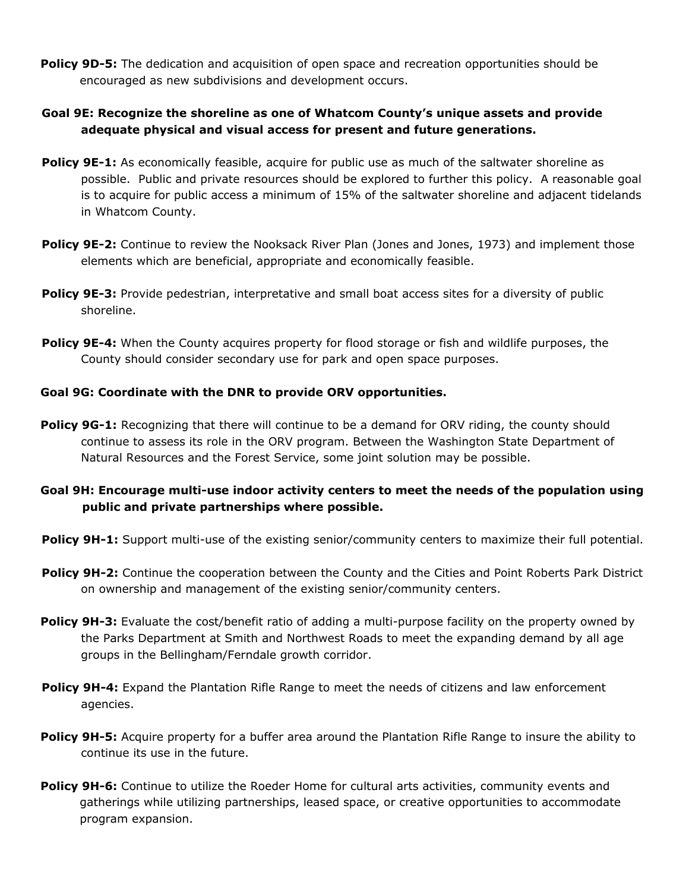**Policy 9D-5:** The dedication and acquisition of open space and recreation opportunities should be encouraged as new subdivisions and development occurs.

**Goal 9E: Recognize the shoreline as one of Whatcom County's unique assets and provide adequate physical and visual access for present and future generations.**

**Policy 9E-1:** As economically feasible, acquire for public use as much of the saltwater shoreline as possible. Public and private resources should be explored to further this policy. A reasonable goal is to acquire for public access a minimum of 15% of the saltwater shoreline and adjacent tidelands in Whatcom County.

**Policy 9E-2:** Continue to review the Nooksack River Plan (Jones and Jones, 1973) and implement those elements which are beneficial, appropriate and economically feasible.

**Policy 9E-3:** Provide pedestrian, interpretative and small boat access sites for a diversity of public shoreline.

**Policy 9E-4:** When the County acquires property for flood storage or fish and wildlife purposes, the County should consider secondary use for park and open space purposes.

**Goal 9G: Coordinate with the DNR to provide ORV opportunities.**

**Policy 9G-1:** Recognizing that there will continue to be a demand for ORV riding, the county should continue to assess its role in the ORV program. Between the Washington State Department of Natural Resources and the Forest Service, some joint solution may be possible.

**Goal 9H: Encourage multi-use indoor activity centers to meet the needs of the population using public and private partnerships where possible.**

**Policy 9H-1:** Support multi-use of the existing senior/community centers to maximize their full potential.

**Policy 9H-2:** Continue the cooperation between the County and the Cities and Point Roberts Park District on ownership and management of the existing senior/community centers.

**Policy 9H-3:** Evaluate the cost/benefit ratio of adding a multi-purpose facility on the property owned by the Parks Department at Smith and Northwest Roads to meet the expanding demand by all age groups in the Bellingham/Ferndale growth corridor.

**Policy 9H-4:** Expand the Plantation Rifle Range to meet the needs of citizens and law enforcement agencies.

**Policy 9H-5:** Acquire property for a buffer area around the Plantation Rifle Range to insure the ability to continue its use in the future.

**Policy 9H-6:** Continue to utilize the Roeder Home for cultural arts activities, community events and gatherings while utilizing partnerships, leased space, or creative opportunities to accommodate program expansion.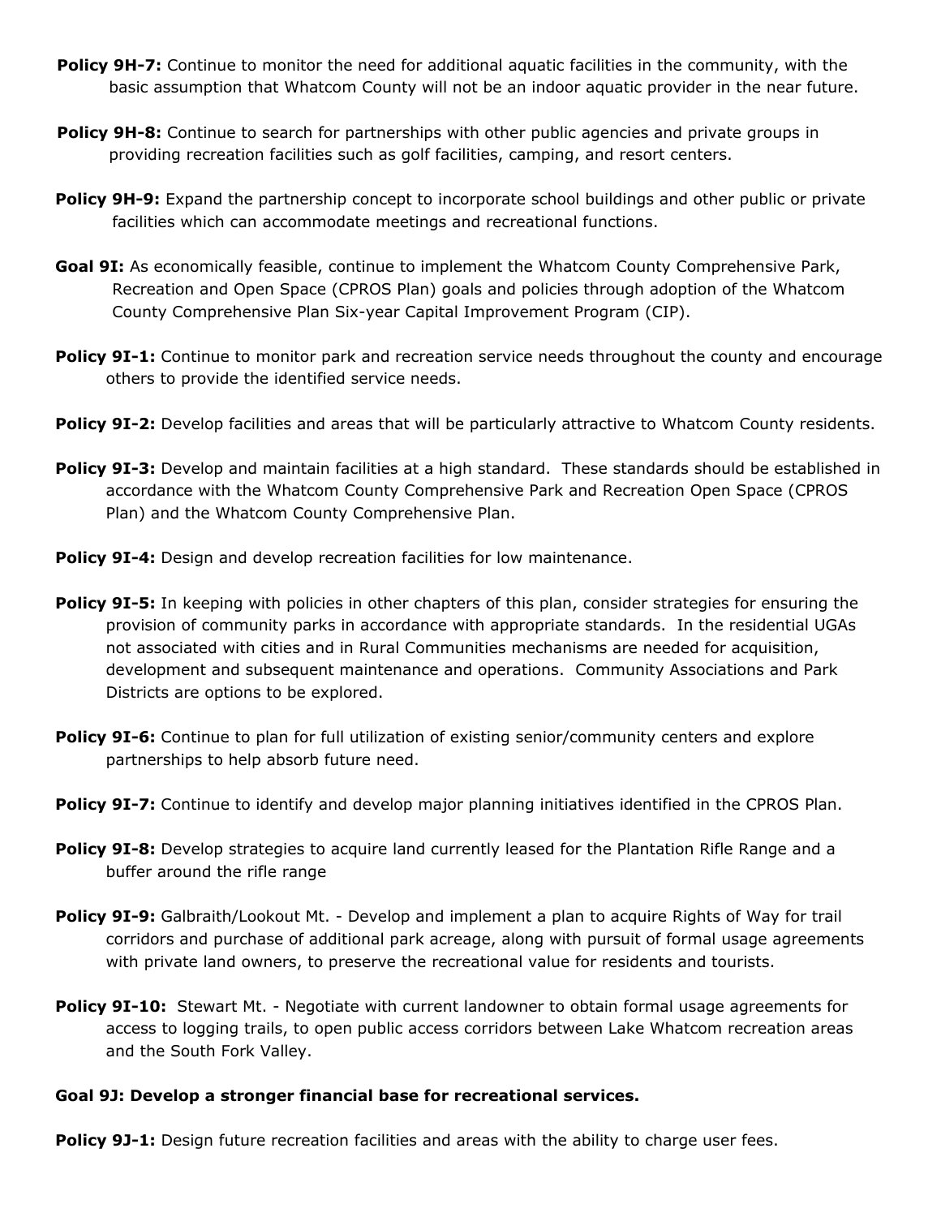**Policy 9H-7:** Continue to monitor the need for additional aquatic facilities in the community, with the basic assumption that Whatcom County will not be an indoor aquatic provider in the near future.

**Policy 9H-8:** Continue to search for partnerships with other public agencies and private groups in providing recreation facilities such as golf facilities, camping, and resort centers.

**Policy 9H-9:** Expand the partnership concept to incorporate school buildings and other public or private facilities which can accommodate meetings and recreational functions.

**Goal 9I:** As economically feasible, continue to implement the Whatcom County Comprehensive Park, Recreation and Open Space (CPROS Plan) goals and policies through adoption of the Whatcom County Comprehensive Plan Six-year Capital Improvement Program (CIP).

**Policy 9I-1:** Continue to monitor park and recreation service needs throughout the county and encourage others to provide the identified service needs.

**Policy 9I-2:** Develop facilities and areas that will be particularly attractive to Whatcom County residents.

**Policy 9I-3:** Develop and maintain facilities at a high standard. These standards should be established in accordance with the Whatcom County Comprehensive Park and Recreation Open Space (CPROS Plan) and the Whatcom County Comprehensive Plan.

**Policy 9I-4:** Design and develop recreation facilities for low maintenance.

**Policy 9I-5:** In keeping with policies in other chapters of this plan, consider strategies for ensuring the provision of community parks in accordance with appropriate standards. In the residential UGAs not associated with cities and in Rural Communities mechanisms are needed for acquisition, development and subsequent maintenance and operations. Community Associations and Park Districts are options to be explored.

**Policy 9I-6:** Continue to plan for full utilization of existing senior/community centers and explore partnerships to help absorb future need.

**Policy 9I-7:** Continue to identify and develop major planning initiatives identified in the CPROS Plan.

**Policy 9I-8:** Develop strategies to acquire land currently leased for the Plantation Rifle Range and a buffer around the rifle range

**Policy 9I-9:** Galbraith/Lookout Mt. - Develop and implement a plan to acquire Rights of Way for trail corridors and purchase of additional park acreage, along with pursuit of formal usage agreements with private land owners, to preserve the recreational value for residents and tourists.

**Policy 9I-10:** Stewart Mt. - Negotiate with current landowner to obtain formal usage agreements for access to logging trails, to open public access corridors between Lake Whatcom recreation areas and the South Fork Valley.

**Goal 9J: Develop a stronger financial base for recreational services.**

**Policy 9J-1:** Design future recreation facilities and areas with the ability to charge user fees.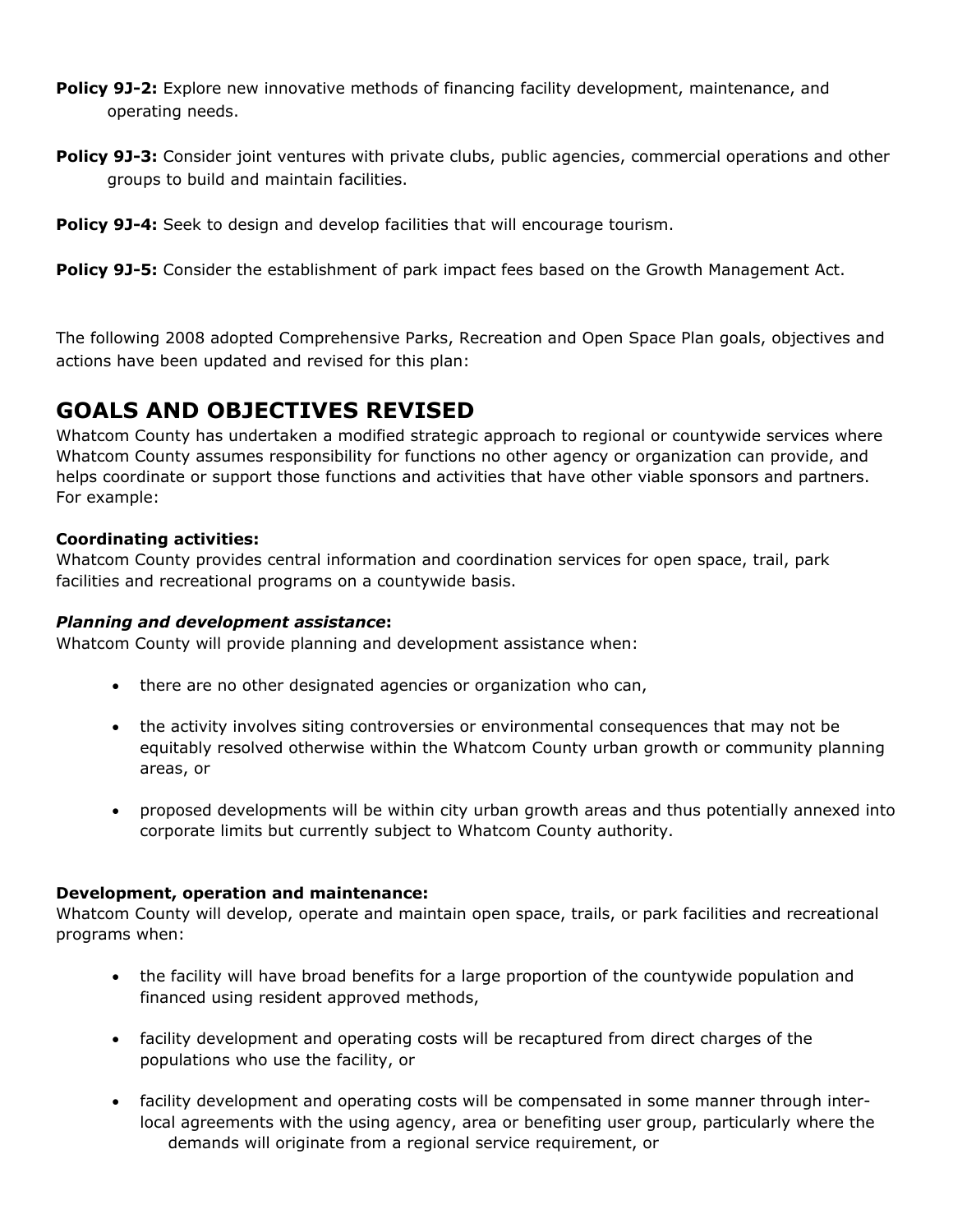**Policy 9J-2:** Explore new innovative methods of financing facility development, maintenance, and operating needs.

**Policy 9J-3:** Consider joint ventures with private clubs, public agencies, commercial operations and other groups to build and maintain facilities.

**Policy 9J-4:** Seek to design and develop facilities that will encourage tourism.

**Policy 9J-5:** Consider the establishment of park impact fees based on the Growth Management Act.

The following 2008 adopted Comprehensive Parks, Recreation and Open Space Plan goals, objectives and actions have been updated and revised for this plan:

## GOALS AND OBJECTIVES REVISED

Whatcom County has undertaken a modified strategic approach to regional or countywide services where Whatcom County assumes responsibility for functions no other agency or organization can provide, and helps coordinate or support those functions and activities that have other viable sponsors and partners. For example:

**Coordinating activities:**
Whatcom County provides central information and coordination services for open space, trail, park facilities and recreational programs on a countywide basis.

***Planning and development assistance*:**
Whatcom County will provide planning and development assistance when:

- there are no other designated agencies or organization who can,
- the activity involves siting controversies or environmental consequences that may not be equitably resolved otherwise within the Whatcom County urban growth or community planning areas, or
- proposed developments will be within city urban growth areas and thus potentially annexed into corporate limits but currently subject to Whatcom County authority.

**Development, operation and maintenance:**
Whatcom County will develop, operate and maintain open space, trails, or park facilities and recreational programs when:

- the facility will have broad benefits for a large proportion of the countywide population and financed using resident approved methods,
- facility development and operating costs will be recaptured from direct charges of the populations who use the facility, or
- facility development and operating costs will be compensated in some manner through inter-local agreements with the using agency, area or benefiting user group, particularly where the demands will originate from a regional service requirement, or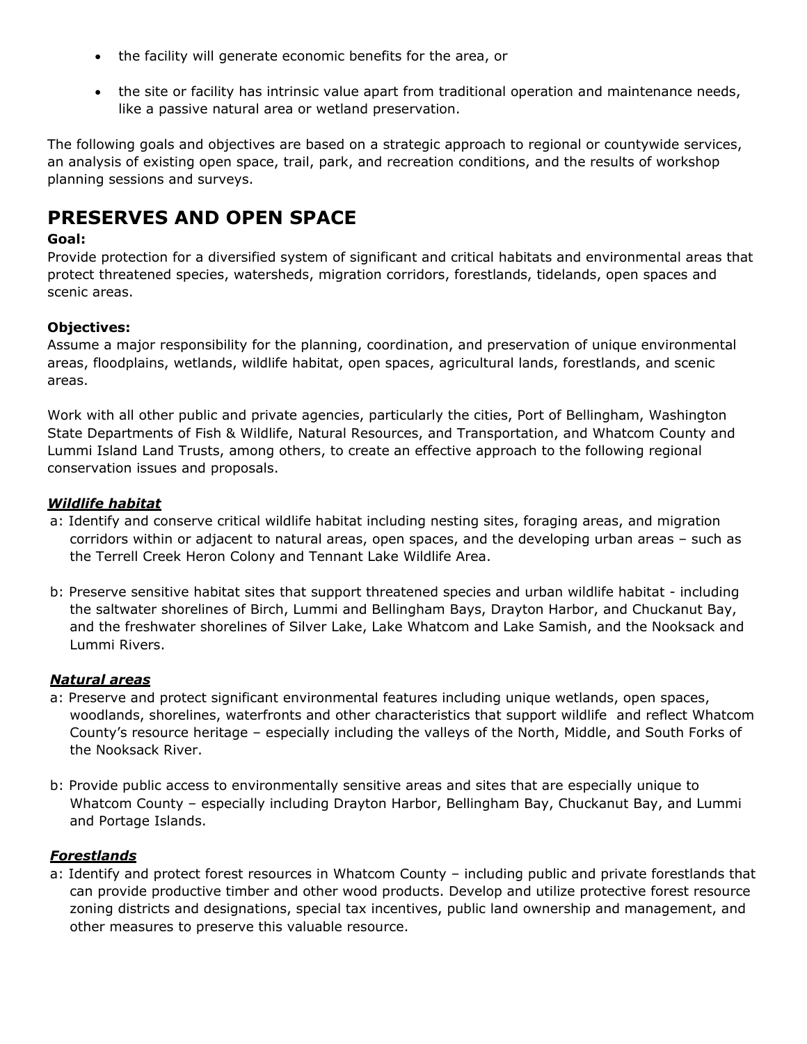- the facility will generate economic benefits for the area, or
- the site or facility has intrinsic value apart from traditional operation and maintenance needs, like a passive natural area or wetland preservation.

The following goals and objectives are based on a strategic approach to regional or countywide services, an analysis of existing open space, trail, park, and recreation conditions, and the results of workshop planning sessions and surveys.

# PRESERVES AND OPEN SPACE

**Goal:**
Provide protection for a diversified system of significant and critical habitats and environmental areas that protect threatened species, watersheds, migration corridors, forestlands, tidelands, open spaces and scenic areas.

**Objectives:**
Assume a major responsibility for the planning, coordination, and preservation of unique environmental areas, floodplains, wetlands, wildlife habitat, open spaces, agricultural lands, forestlands, and scenic areas.

Work with all other public and private agencies, particularly the cities, Port of Bellingham, Washington State Departments of Fish & Wildlife, Natural Resources, and Transportation, and Whatcom County and Lummi Island Land Trusts, among others, to create an effective approach to the following regional conservation issues and proposals.

***Wildlife habitat***

a: Identify and conserve critical wildlife habitat including nesting sites, foraging areas, and migration corridors within or adjacent to natural areas, open spaces, and the developing urban areas – such as the Terrell Creek Heron Colony and Tennant Lake Wildlife Area.

b: Preserve sensitive habitat sites that support threatened species and urban wildlife habitat - including the saltwater shorelines of Birch, Lummi and Bellingham Bays, Drayton Harbor, and Chuckanut Bay, and the freshwater shorelines of Silver Lake, Lake Whatcom and Lake Samish, and the Nooksack and Lummi Rivers.

***Natural areas***

a: Preserve and protect significant environmental features including unique wetlands, open spaces, woodlands, shorelines, waterfronts and other characteristics that support wildlife and reflect Whatcom County's resource heritage – especially including the valleys of the North, Middle, and South Forks of the Nooksack River.

b: Provide public access to environmentally sensitive areas and sites that are especially unique to Whatcom County – especially including Drayton Harbor, Bellingham Bay, Chuckanut Bay, and Lummi and Portage Islands.

***Forestlands***

a: Identify and protect forest resources in Whatcom County – including public and private forestlands that can provide productive timber and other wood products. Develop and utilize protective forest resource zoning districts and designations, special tax incentives, public land ownership and management, and other measures to preserve this valuable resource.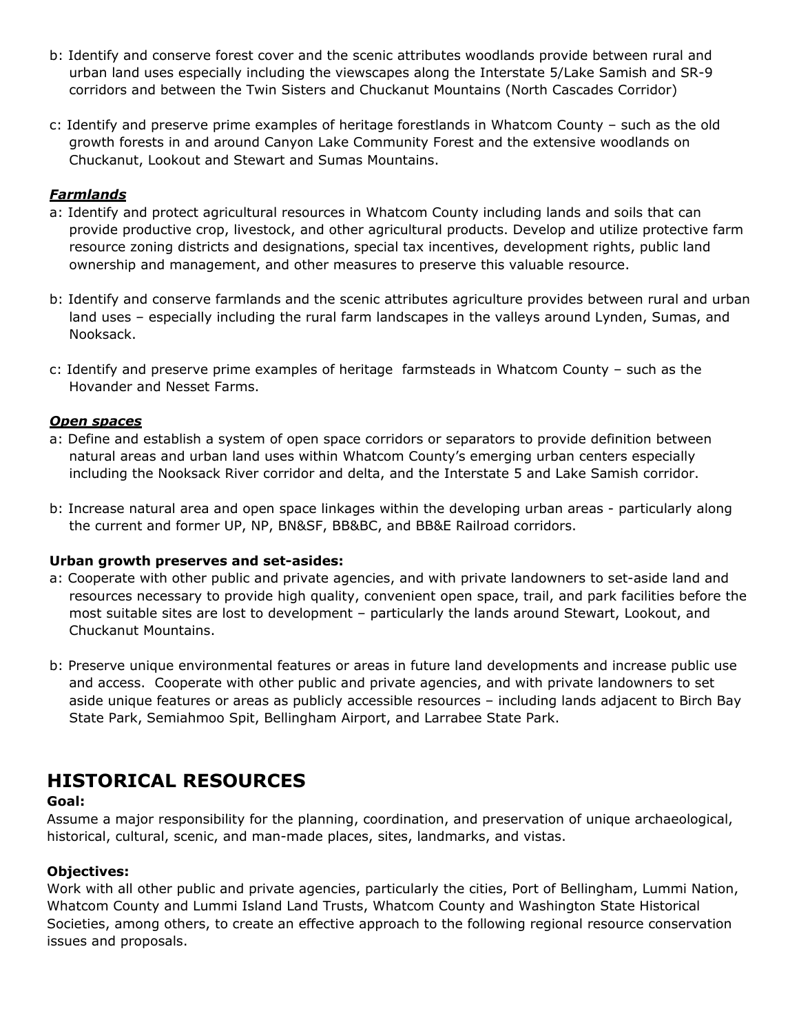b: Identify and conserve forest cover and the scenic attributes woodlands provide between rural and urban land uses especially including the viewscapes along the Interstate 5/Lake Samish and SR-9 corridors and between the Twin Sisters and Chuckanut Mountains (North Cascades Corridor)

c: Identify and preserve prime examples of heritage forestlands in Whatcom County – such as the old growth forests in and around Canyon Lake Community Forest and the extensive woodlands on Chuckanut, Lookout and Stewart and Sumas Mountains.

***Farmlands***

a: Identify and protect agricultural resources in Whatcom County including lands and soils that can provide productive crop, livestock, and other agricultural products. Develop and utilize protective farm resource zoning districts and designations, special tax incentives, development rights, public land ownership and management, and other measures to preserve this valuable resource.

b: Identify and conserve farmlands and the scenic attributes agriculture provides between rural and urban land uses – especially including the rural farm landscapes in the valleys around Lynden, Sumas, and Nooksack.

c: Identify and preserve prime examples of heritage farmsteads in Whatcom County – such as the Hovander and Nesset Farms.

***Open spaces***

a: Define and establish a system of open space corridors or separators to provide definition between natural areas and urban land uses within Whatcom County's emerging urban centers especially including the Nooksack River corridor and delta, and the Interstate 5 and Lake Samish corridor.

b: Increase natural area and open space linkages within the developing urban areas - particularly along the current and former UP, NP, BN&SF, BB&BC, and BB&E Railroad corridors.

**Urban growth preserves and set-asides:**

a: Cooperate with other public and private agencies, and with private landowners to set-aside land and resources necessary to provide high quality, convenient open space, trail, and park facilities before the most suitable sites are lost to development – particularly the lands around Stewart, Lookout, and Chuckanut Mountains.

b: Preserve unique environmental features or areas in future land developments and increase public use and access. Cooperate with other public and private agencies, and with private landowners to set aside unique features or areas as publicly accessible resources – including lands adjacent to Birch Bay State Park, Semiahmoo Spit, Bellingham Airport, and Larrabee State Park.

# HISTORICAL RESOURCES

**Goal:**

Assume a major responsibility for the planning, coordination, and preservation of unique archaeological, historical, cultural, scenic, and man-made places, sites, landmarks, and vistas.

**Objectives:**

Work with all other public and private agencies, particularly the cities, Port of Bellingham, Lummi Nation, Whatcom County and Lummi Island Land Trusts, Whatcom County and Washington State Historical Societies, among others, to create an effective approach to the following regional resource conservation issues and proposals.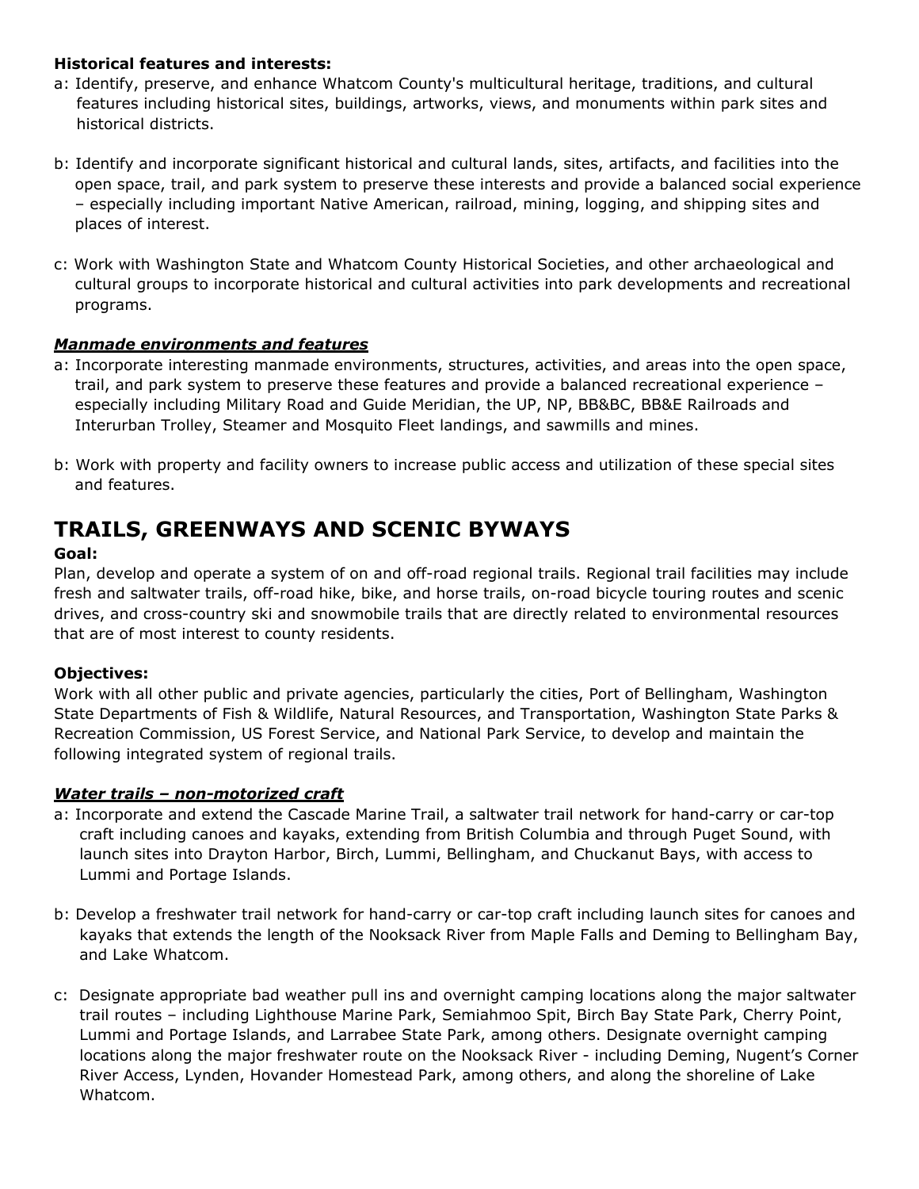**Historical features and interests:**

a: Identify, preserve, and enhance Whatcom County's multicultural heritage, traditions, and cultural features including historical sites, buildings, artworks, views, and monuments within park sites and historical districts.

b: Identify and incorporate significant historical and cultural lands, sites, artifacts, and facilities into the open space, trail, and park system to preserve these interests and provide a balanced social experience – especially including important Native American, railroad, mining, logging, and shipping sites and places of interest.

c: Work with Washington State and Whatcom County Historical Societies, and other archaeological and cultural groups to incorporate historical and cultural activities into park developments and recreational programs.

***Manmade environments and features***

a: Incorporate interesting manmade environments, structures, activities, and areas into the open space, trail, and park system to preserve these features and provide a balanced recreational experience – especially including Military Road and Guide Meridian, the UP, NP, BB&BC, BB&E Railroads and Interurban Trolley, Steamer and Mosquito Fleet landings, and sawmills and mines.

b: Work with property and facility owners to increase public access and utilization of these special sites and features.

# TRAILS, GREENWAYS AND SCENIC BYWAYS

**Goal:**

Plan, develop and operate a system of on and off-road regional trails. Regional trail facilities may include fresh and saltwater trails, off-road hike, bike, and horse trails, on-road bicycle touring routes and scenic drives, and cross-country ski and snowmobile trails that are directly related to environmental resources that are of most interest to county residents.

**Objectives:**

Work with all other public and private agencies, particularly the cities, Port of Bellingham, Washington State Departments of Fish & Wildlife, Natural Resources, and Transportation, Washington State Parks & Recreation Commission, US Forest Service, and National Park Service, to develop and maintain the following integrated system of regional trails.

***Water trails – non-motorized craft***

a: Incorporate and extend the Cascade Marine Trail, a saltwater trail network for hand-carry or car-top craft including canoes and kayaks, extending from British Columbia and through Puget Sound, with launch sites into Drayton Harbor, Birch, Lummi, Bellingham, and Chuckanut Bays, with access to Lummi and Portage Islands.

b: Develop a freshwater trail network for hand-carry or car-top craft including launch sites for canoes and kayaks that extends the length of the Nooksack River from Maple Falls and Deming to Bellingham Bay, and Lake Whatcom.

c: Designate appropriate bad weather pull ins and overnight camping locations along the major saltwater trail routes – including Lighthouse Marine Park, Semiahmoo Spit, Birch Bay State Park, Cherry Point, Lummi and Portage Islands, and Larrabee State Park, among others. Designate overnight camping locations along the major freshwater route on the Nooksack River - including Deming, Nugent's Corner River Access, Lynden, Hovander Homestead Park, among others, and along the shoreline of Lake Whatcom.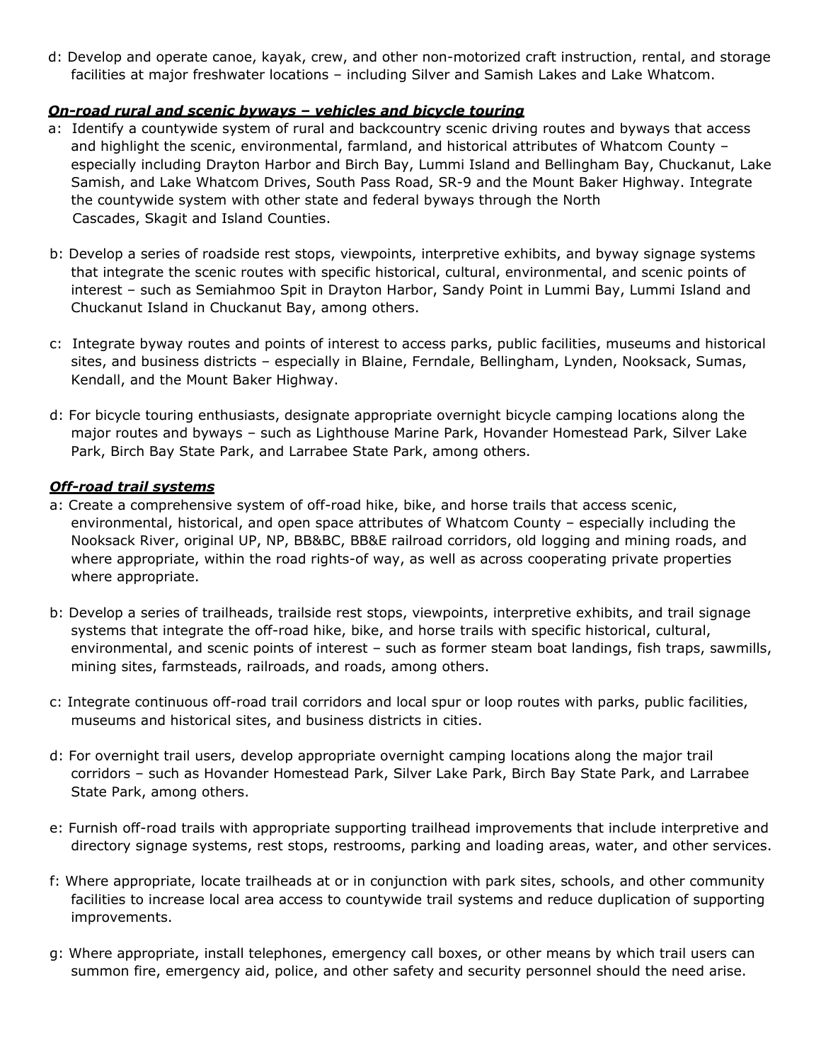d: Develop and operate canoe, kayak, crew, and other non-motorized craft instruction, rental, and storage facilities at major freshwater locations – including Silver and Samish Lakes and Lake Whatcom.

***On-road rural and scenic byways – vehicles and bicycle touring***

a: Identify a countywide system of rural and backcountry scenic driving routes and byways that access and highlight the scenic, environmental, farmland, and historical attributes of Whatcom County – especially including Drayton Harbor and Birch Bay, Lummi Island and Bellingham Bay, Chuckanut, Lake Samish, and Lake Whatcom Drives, South Pass Road, SR-9 and the Mount Baker Highway. Integrate the countywide system with other state and federal byways through the North Cascades, Skagit and Island Counties.

b: Develop a series of roadside rest stops, viewpoints, interpretive exhibits, and byway signage systems that integrate the scenic routes with specific historical, cultural, environmental, and scenic points of interest – such as Semiahmoo Spit in Drayton Harbor, Sandy Point in Lummi Bay, Lummi Island and Chuckanut Island in Chuckanut Bay, among others.

c: Integrate byway routes and points of interest to access parks, public facilities, museums and historical sites, and business districts – especially in Blaine, Ferndale, Bellingham, Lynden, Nooksack, Sumas, Kendall, and the Mount Baker Highway.

d: For bicycle touring enthusiasts, designate appropriate overnight bicycle camping locations along the major routes and byways – such as Lighthouse Marine Park, Hovander Homestead Park, Silver Lake Park, Birch Bay State Park, and Larrabee State Park, among others.

***Off-road trail systems***

a: Create a comprehensive system of off-road hike, bike, and horse trails that access scenic, environmental, historical, and open space attributes of Whatcom County – especially including the Nooksack River, original UP, NP, BB&BC, BB&E railroad corridors, old logging and mining roads, and where appropriate, within the road rights-of way, as well as across cooperating private properties where appropriate.

b: Develop a series of trailheads, trailside rest stops, viewpoints, interpretive exhibits, and trail signage systems that integrate the off-road hike, bike, and horse trails with specific historical, cultural, environmental, and scenic points of interest – such as former steam boat landings, fish traps, sawmills, mining sites, farmsteads, railroads, and roads, among others.

c: Integrate continuous off-road trail corridors and local spur or loop routes with parks, public facilities, museums and historical sites, and business districts in cities.

d: For overnight trail users, develop appropriate overnight camping locations along the major trail corridors – such as Hovander Homestead Park, Silver Lake Park, Birch Bay State Park, and Larrabee State Park, among others.

e: Furnish off-road trails with appropriate supporting trailhead improvements that include interpretive and directory signage systems, rest stops, restrooms, parking and loading areas, water, and other services.

f: Where appropriate, locate trailheads at or in conjunction with park sites, schools, and other community facilities to increase local area access to countywide trail systems and reduce duplication of supporting improvements.

g: Where appropriate, install telephones, emergency call boxes, or other means by which trail users can summon fire, emergency aid, police, and other safety and security personnel should the need arise.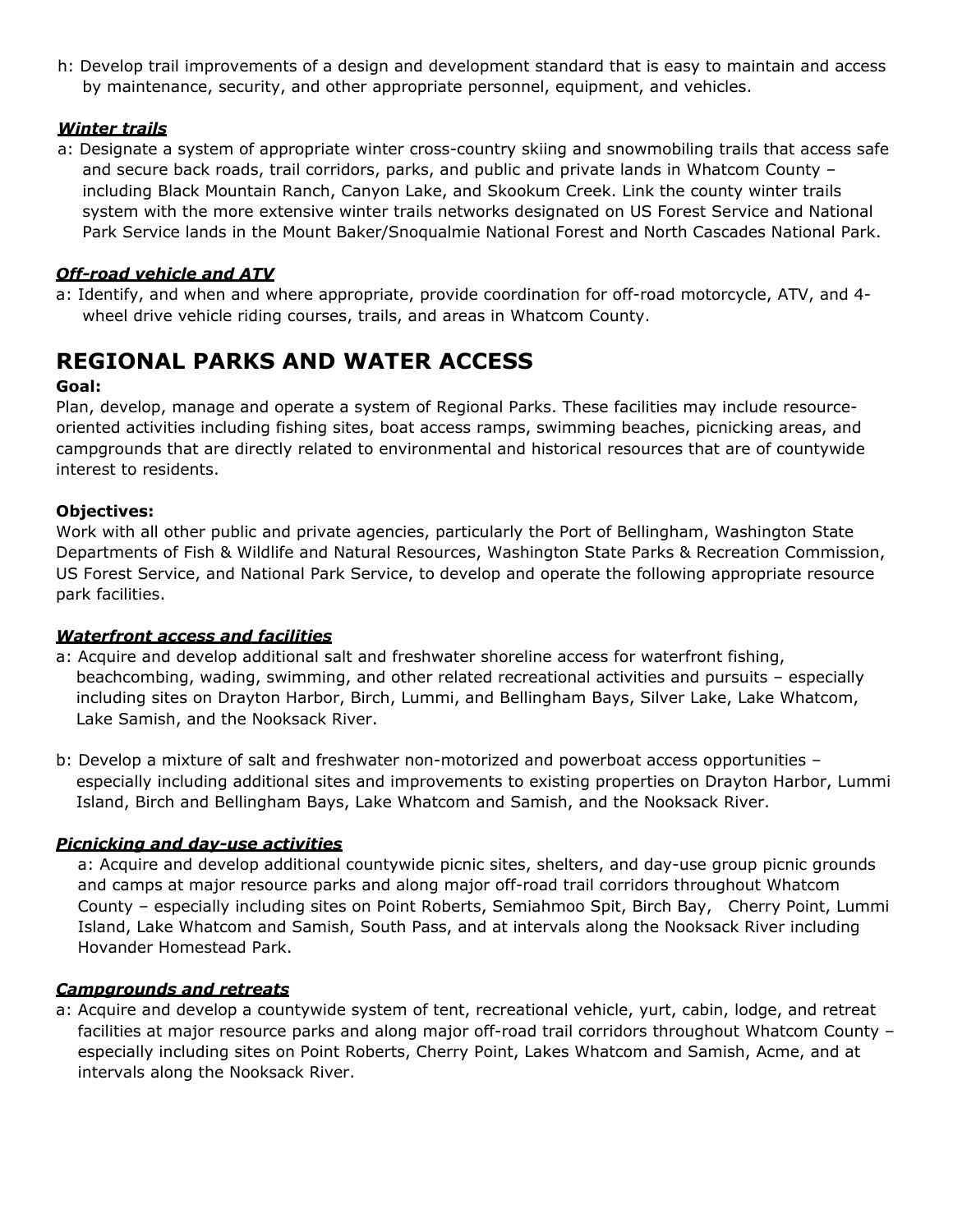h: Develop trail improvements of a design and development standard that is easy to maintain and access by maintenance, security, and other appropriate personnel, equipment, and vehicles.

***Winter trails***

a: Designate a system of appropriate winter cross-country skiing and snowmobiling trails that access safe and secure back roads, trail corridors, parks, and public and private lands in Whatcom County – including Black Mountain Ranch, Canyon Lake, and Skookum Creek. Link the county winter trails system with the more extensive winter trails networks designated on US Forest Service and National Park Service lands in the Mount Baker/Snoqualmie National Forest and North Cascades National Park.

***Off-road vehicle and ATV***

a: Identify, and when and where appropriate, provide coordination for off-road motorcycle, ATV, and 4-wheel drive vehicle riding courses, trails, and areas in Whatcom County.

## REGIONAL PARKS AND WATER ACCESS

**Goal:**

Plan, develop, manage and operate a system of Regional Parks. These facilities may include resource-oriented activities including fishing sites, boat access ramps, swimming beaches, picnicking areas, and campgrounds that are directly related to environmental and historical resources that are of countywide interest to residents.

**Objectives:**

Work with all other public and private agencies, particularly the Port of Bellingham, Washington State Departments of Fish & Wildlife and Natural Resources, Washington State Parks & Recreation Commission, US Forest Service, and National Park Service, to develop and operate the following appropriate resource park facilities.

***Waterfront access and facilities***

a: Acquire and develop additional salt and freshwater shoreline access for waterfront fishing, beachcombing, wading, swimming, and other related recreational activities and pursuits – especially including sites on Drayton Harbor, Birch, Lummi, and Bellingham Bays, Silver Lake, Lake Whatcom, Lake Samish, and the Nooksack River.

b: Develop a mixture of salt and freshwater non-motorized and powerboat access opportunities – especially including additional sites and improvements to existing properties on Drayton Harbor, Lummi Island, Birch and Bellingham Bays, Lake Whatcom and Samish, and the Nooksack River.

***Picnicking and day-use activities***

a: Acquire and develop additional countywide picnic sites, shelters, and day-use group picnic grounds and camps at major resource parks and along major off-road trail corridors throughout Whatcom County – especially including sites on Point Roberts, Semiahmoo Spit, Birch Bay, Cherry Point, Lummi Island, Lake Whatcom and Samish, South Pass, and at intervals along the Nooksack River including Hovander Homestead Park.

***Campgrounds and retreats***

a: Acquire and develop a countywide system of tent, recreational vehicle, yurt, cabin, lodge, and retreat facilities at major resource parks and along major off-road trail corridors throughout Whatcom County – especially including sites on Point Roberts, Cherry Point, Lakes Whatcom and Samish, Acme, and at intervals along the Nooksack River.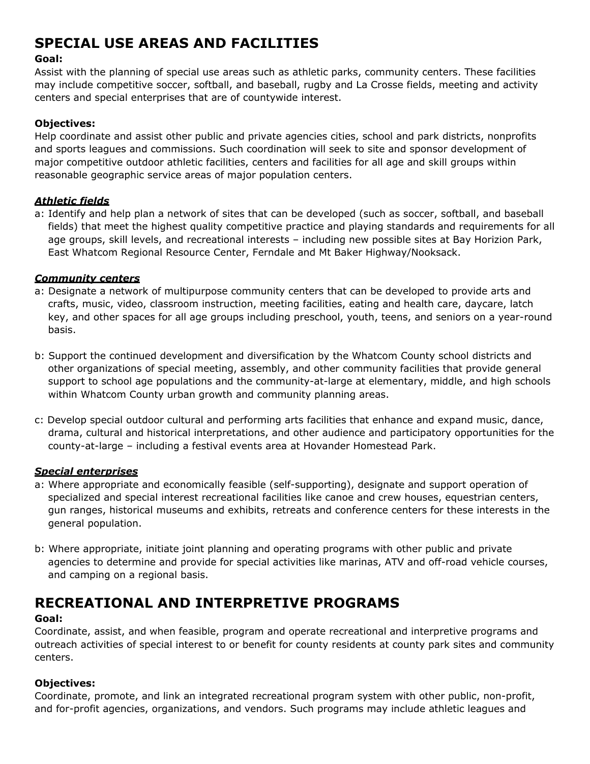## SPECIAL USE AREAS AND FACILITIES

**Goal:**
Assist with the planning of special use areas such as athletic parks, community centers. These facilities may include competitive soccer, softball, and baseball, rugby and La Crosse fields, meeting and activity centers and special enterprises that are of countywide interest.

**Objectives:**
Help coordinate and assist other public and private agencies cities, school and park districts, nonprofits and sports leagues and commissions. Such coordination will seek to site and sponsor development of major competitive outdoor athletic facilities, centers and facilities for all age and skill groups within reasonable geographic service areas of major population centers.

***Athletic fields***

a: Identify and help plan a network of sites that can be developed (such as soccer, softball, and baseball fields) that meet the highest quality competitive practice and playing standards and requirements for all age groups, skill levels, and recreational interests – including new possible sites at Bay Horizion Park, East Whatcom Regional Resource Center, Ferndale and Mt Baker Highway/Nooksack.

***Community centers***

a: Designate a network of multipurpose community centers that can be developed to provide arts and crafts, music, video, classroom instruction, meeting facilities, eating and health care, daycare, latch key, and other spaces for all age groups including preschool, youth, teens, and seniors on a year-round basis.

b: Support the continued development and diversification by the Whatcom County school districts and other organizations of special meeting, assembly, and other community facilities that provide general support to school age populations and the community-at-large at elementary, middle, and high schools within Whatcom County urban growth and community planning areas.

c: Develop special outdoor cultural and performing arts facilities that enhance and expand music, dance, drama, cultural and historical interpretations, and other audience and participatory opportunities for the county-at-large – including a festival events area at Hovander Homestead Park.

***Special enterprises***

a: Where appropriate and economically feasible (self-supporting), designate and support operation of specialized and special interest recreational facilities like canoe and crew houses, equestrian centers, gun ranges, historical museums and exhibits, retreats and conference centers for these interests in the general population.

b: Where appropriate, initiate joint planning and operating programs with other public and private agencies to determine and provide for special activities like marinas, ATV and off-road vehicle courses, and camping on a regional basis.

## RECREATIONAL AND INTERPRETIVE PROGRAMS

**Goal:**
Coordinate, assist, and when feasible, program and operate recreational and interpretive programs and outreach activities of special interest to or benefit for county residents at county park sites and community centers.

**Objectives:**
Coordinate, promote, and link an integrated recreational program system with other public, non-profit, and for-profit agencies, organizations, and vendors. Such programs may include athletic leagues and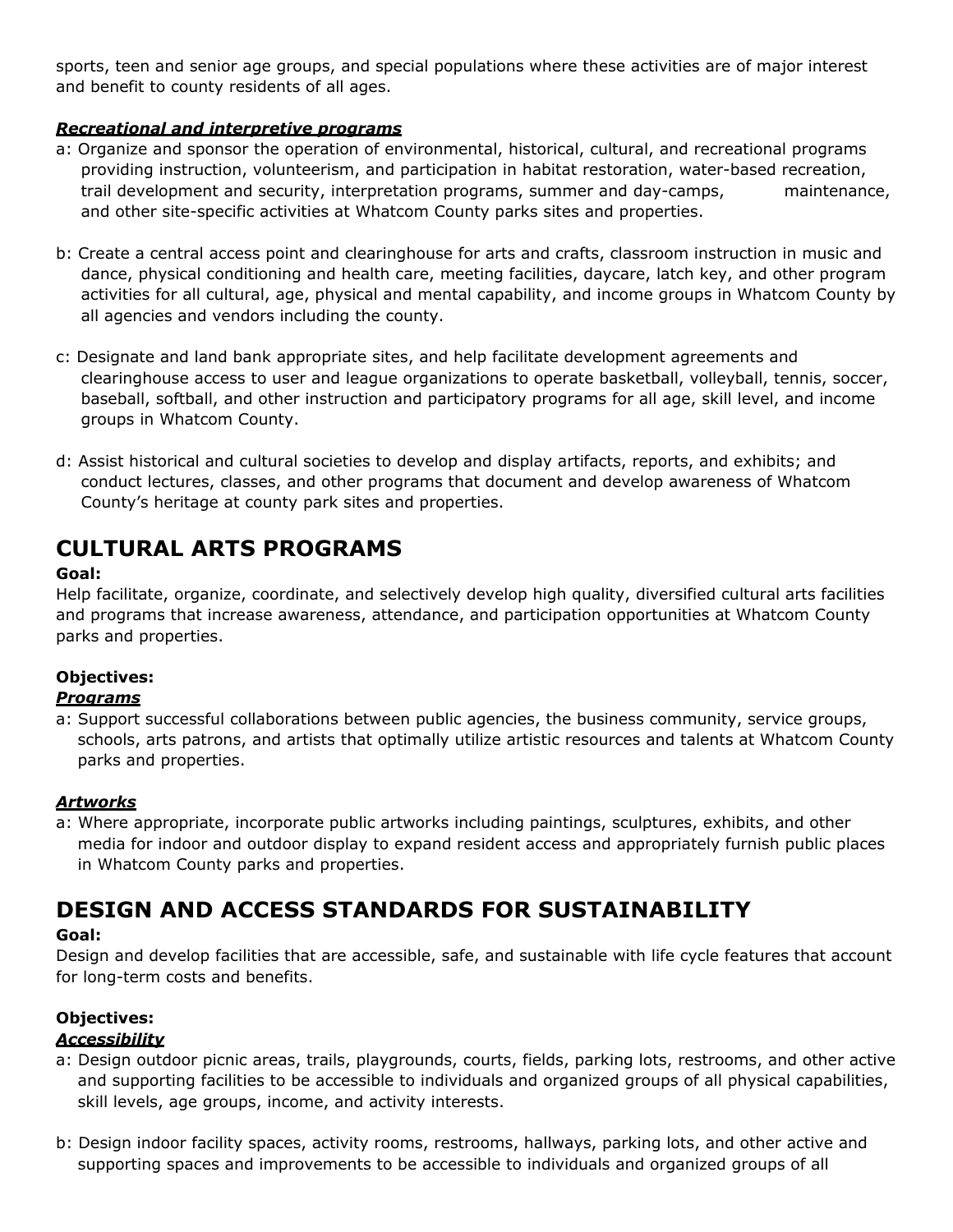sports, teen and senior age groups, and special populations where these activities are of major interest and benefit to county residents of all ages.

***Recreational and interpretive programs***

a: Organize and sponsor the operation of environmental, historical, cultural, and recreational programs providing instruction, volunteerism, and participation in habitat restoration, water-based recreation, trail development and security, interpretation programs, summer and day-camps, maintenance, and other site-specific activities at Whatcom County parks sites and properties.

b: Create a central access point and clearinghouse for arts and crafts, classroom instruction in music and dance, physical conditioning and health care, meeting facilities, daycare, latch key, and other program activities for all cultural, age, physical and mental capability, and income groups in Whatcom County by all agencies and vendors including the county.

c: Designate and land bank appropriate sites, and help facilitate development agreements and clearinghouse access to user and league organizations to operate basketball, volleyball, tennis, soccer, baseball, softball, and other instruction and participatory programs for all age, skill level, and income groups in Whatcom County.

d: Assist historical and cultural societies to develop and display artifacts, reports, and exhibits; and conduct lectures, classes, and other programs that document and develop awareness of Whatcom County's heritage at county park sites and properties.

## CULTURAL ARTS PROGRAMS

**Goal:**

Help facilitate, organize, coordinate, and selectively develop high quality, diversified cultural arts facilities and programs that increase awareness, attendance, and participation opportunities at Whatcom County parks and properties.

**Objectives:**

***Programs***

a: Support successful collaborations between public agencies, the business community, service groups, schools, arts patrons, and artists that optimally utilize artistic resources and talents at Whatcom County parks and properties.

***Artworks***

a: Where appropriate, incorporate public artworks including paintings, sculptures, exhibits, and other media for indoor and outdoor display to expand resident access and appropriately furnish public places in Whatcom County parks and properties.

## DESIGN AND ACCESS STANDARDS FOR SUSTAINABILITY

**Goal:**

Design and develop facilities that are accessible, safe, and sustainable with life cycle features that account for long-term costs and benefits.

**Objectives:**

***Accessibility***

a: Design outdoor picnic areas, trails, playgrounds, courts, fields, parking lots, restrooms, and other active and supporting facilities to be accessible to individuals and organized groups of all physical capabilities, skill levels, age groups, income, and activity interests.

b: Design indoor facility spaces, activity rooms, restrooms, hallways, parking lots, and other active and supporting spaces and improvements to be accessible to individuals and organized groups of all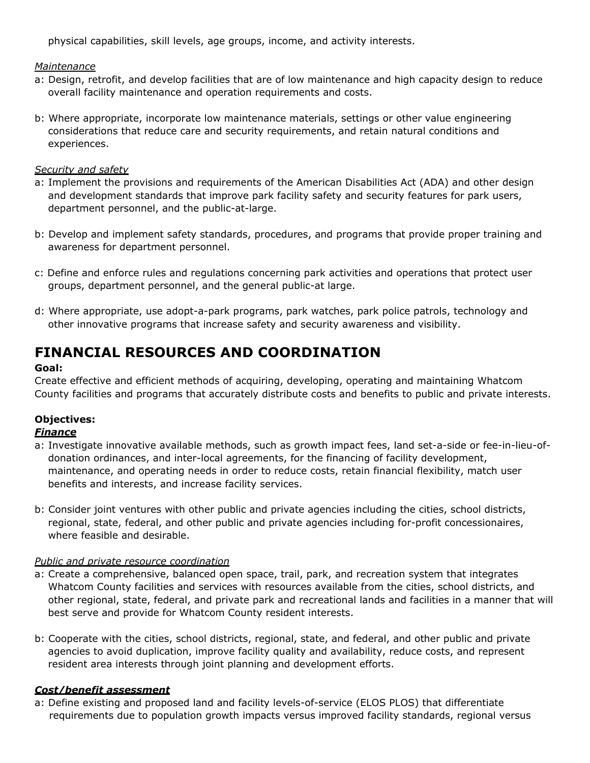physical capabilities, skill levels, age groups, income, and activity interests.

*Maintenance*

a: Design, retrofit, and develop facilities that are of low maintenance and high capacity design to reduce overall facility maintenance and operation requirements and costs.

b: Where appropriate, incorporate low maintenance materials, settings or other value engineering considerations that reduce care and security requirements, and retain natural conditions and experiences.

*Security and safety*

a: Implement the provisions and requirements of the American Disabilities Act (ADA) and other design and development standards that improve park facility safety and security features for park users, department personnel, and the public-at-large.

b: Develop and implement safety standards, procedures, and programs that provide proper training and awareness for department personnel.

c: Define and enforce rules and regulations concerning park activities and operations that protect user groups, department personnel, and the general public-at large.

d: Where appropriate, use adopt-a-park programs, park watches, park police patrols, technology and other innovative programs that increase safety and security awareness and visibility.

## FINANCIAL RESOURCES AND COORDINATION

**Goal:**

Create effective and efficient methods of acquiring, developing, operating and maintaining Whatcom County facilities and programs that accurately distribute costs and benefits to public and private interests.

**Objectives:**

***Finance***

a: Investigate innovative available methods, such as growth impact fees, land set-a-side or fee-in-lieu-of-donation ordinances, and inter-local agreements, for the financing of facility development, maintenance, and operating needs in order to reduce costs, retain financial flexibility, match user benefits and interests, and increase facility services.

b: Consider joint ventures with other public and private agencies including the cities, school districts, regional, state, federal, and other public and private agencies including for-profit concessionaires, where feasible and desirable.

*Public and private resource coordination*

a: Create a comprehensive, balanced open space, trail, park, and recreation system that integrates Whatcom County facilities and services with resources available from the cities, school districts, and other regional, state, federal, and private park and recreational lands and facilities in a manner that will best serve and provide for Whatcom County resident interests.

b: Cooperate with the cities, school districts, regional, state, and federal, and other public and private agencies to avoid duplication, improve facility quality and availability, reduce costs, and represent resident area interests through joint planning and development efforts.

***Cost/benefit assessment***

a: Define existing and proposed land and facility levels-of-service (ELOS PLOS) that differentiate requirements due to population growth impacts versus improved facility standards, regional versus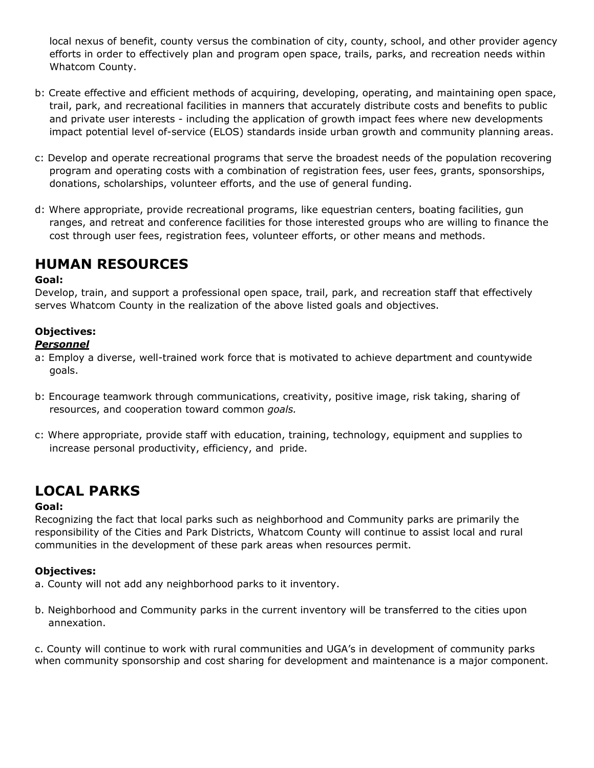local nexus of benefit, county versus the combination of city, county, school, and other provider agency efforts in order to effectively plan and program open space, trails, parks, and recreation needs within Whatcom County.

b: Create effective and efficient methods of acquiring, developing, operating, and maintaining open space, trail, park, and recreational facilities in manners that accurately distribute costs and benefits to public and private user interests - including the application of growth impact fees where new developments impact potential level of-service (ELOS) standards inside urban growth and community planning areas.

c: Develop and operate recreational programs that serve the broadest needs of the population recovering program and operating costs with a combination of registration fees, user fees, grants, sponsorships, donations, scholarships, volunteer efforts, and the use of general funding.

d: Where appropriate, provide recreational programs, like equestrian centers, boating facilities, gun ranges, and retreat and conference facilities for those interested groups who are willing to finance the cost through user fees, registration fees, volunteer efforts, or other means and methods.

## HUMAN RESOURCES

**Goal:**

Develop, train, and support a professional open space, trail, park, and recreation staff that effectively serves Whatcom County in the realization of the above listed goals and objectives.

**Objectives:**

***Personnel***

a: Employ a diverse, well-trained work force that is motivated to achieve department and countywide goals.

b: Encourage teamwork through communications, creativity, positive image, risk taking, sharing of resources, and cooperation toward common *goals.*

c: Where appropriate, provide staff with education, training, technology, equipment and supplies to increase personal productivity, efficiency, and pride.

## LOCAL PARKS

**Goal:**

Recognizing the fact that local parks such as neighborhood and Community parks are primarily the responsibility of the Cities and Park Districts, Whatcom County will continue to assist local and rural communities in the development of these park areas when resources permit.

**Objectives:**

a. County will not add any neighborhood parks to it inventory.

b. Neighborhood and Community parks in the current inventory will be transferred to the cities upon annexation.

c. County will continue to work with rural communities and UGA's in development of community parks when community sponsorship and cost sharing for development and maintenance is a major component.